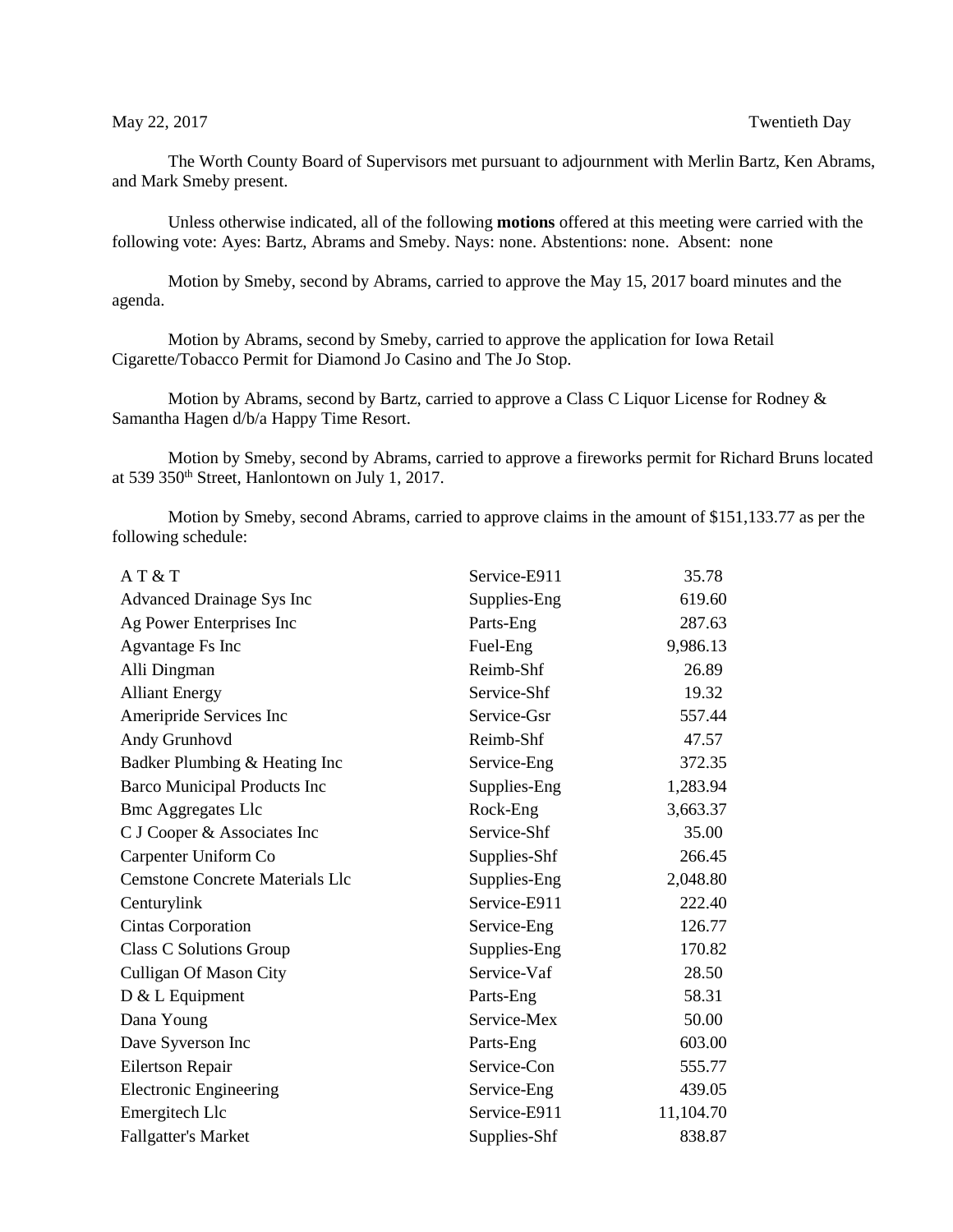May 22, 2017 Twentieth Day

The Worth County Board of Supervisors met pursuant to adjournment with Merlin Bartz, Ken Abrams, and Mark Smeby present.

Unless otherwise indicated, all of the following **motions** offered at this meeting were carried with the following vote: Ayes: Bartz, Abrams and Smeby. Nays: none. Abstentions: none. Absent: none

Motion by Smeby, second by Abrams, carried to approve the May 15, 2017 board minutes and the agenda.

Motion by Abrams, second by Smeby, carried to approve the application for Iowa Retail Cigarette/Tobacco Permit for Diamond Jo Casino and The Jo Stop.

Motion by Abrams, second by Bartz, carried to approve a Class C Liquor License for Rodney & Samantha Hagen d/b/a Happy Time Resort.

Motion by Smeby, second by Abrams, carried to approve a fireworks permit for Richard Bruns located at 539 350th Street, Hanlontown on July 1, 2017.

Motion by Smeby, second Abrams, carried to approve claims in the amount of $151,133.77 as per the following schedule:

| | | |
|---|---|---|
| A T & T | Service-E911 | 35.78 |
| Advanced Drainage Sys Inc | Supplies-Eng | 619.60 |
| Ag Power Enterprises Inc | Parts-Eng | 287.63 |
| Agvantage Fs Inc | Fuel-Eng | 9,986.13 |
| Alli Dingman | Reimb-Shf | 26.89 |
| Alliant Energy | Service-Shf | 19.32 |
| Ameripride Services Inc | Service-Gsr | 557.44 |
| Andy Grunhovd | Reimb-Shf | 47.57 |
| Badker Plumbing & Heating Inc | Service-Eng | 372.35 |
| Barco Municipal Products Inc | Supplies-Eng | 1,283.94 |
| Bmc Aggregates Llc | Rock-Eng | 3,663.37 |
| C J Cooper & Associates Inc | Service-Shf | 35.00 |
| Carpenter Uniform Co | Supplies-Shf | 266.45 |
| Cemstone Concrete Materials Llc | Supplies-Eng | 2,048.80 |
| Centurylink | Service-E911 | 222.40 |
| Cintas Corporation | Service-Eng | 126.77 |
| Class C Solutions Group | Supplies-Eng | 170.82 |
| Culligan Of Mason City | Service-Vaf | 28.50 |
| D & L Equipment | Parts-Eng | 58.31 |
| Dana Young | Service-Mex | 50.00 |
| Dave Syverson Inc | Parts-Eng | 603.00 |
| Eilertson Repair | Service-Con | 555.77 |
| Electronic Engineering | Service-Eng | 439.05 |
| Emergitech Llc | Service-E911 | 11,104.70 |
| Fallgatter's Market | Supplies-Shf | 838.87 |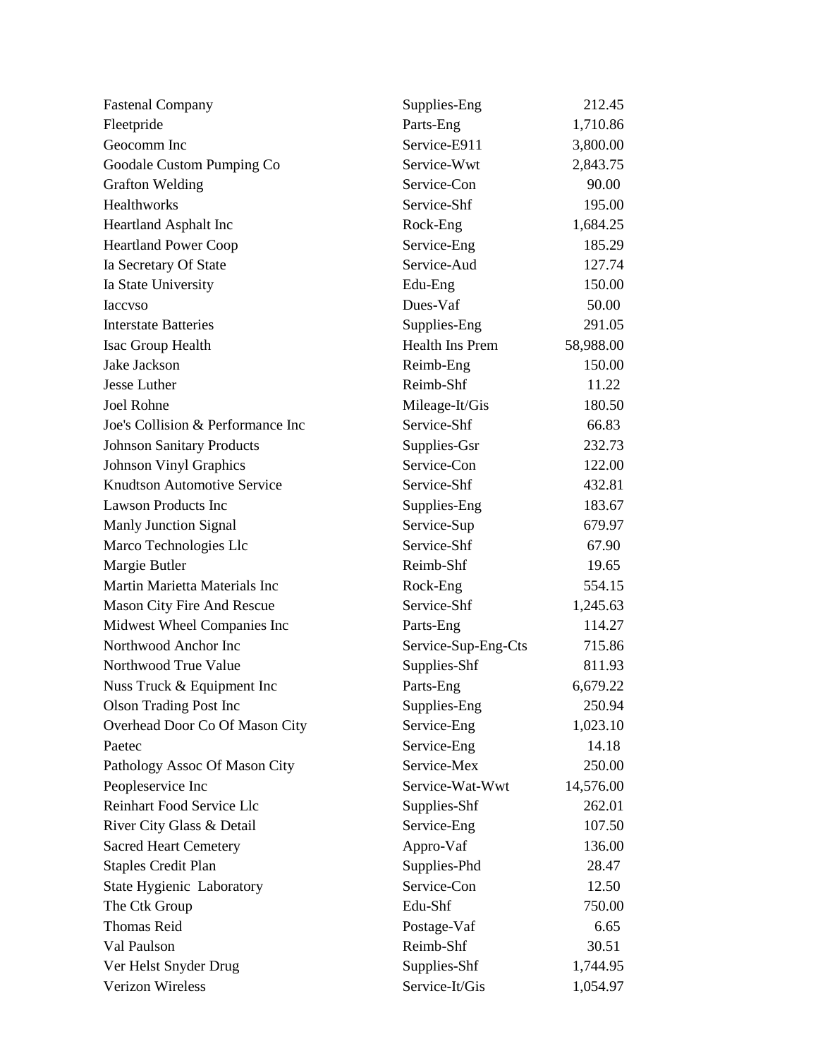| | | |
|---|---|---|
| Fastenal Company | Supplies-Eng | 212.45 |
| Fleetpride | Parts-Eng | 1,710.86 |
| Geocomm Inc | Service-E911 | 3,800.00 |
| Goodale Custom Pumping Co | Service-Wwt | 2,843.75 |
| Grafton Welding | Service-Con | 90.00 |
| Healthworks | Service-Shf | 195.00 |
| Heartland Asphalt Inc | Rock-Eng | 1,684.25 |
| Heartland Power Coop | Service-Eng | 185.29 |
| Ia Secretary Of State | Service-Aud | 127.74 |
| Ia State University | Edu-Eng | 150.00 |
| Iaccvso | Dues-Vaf | 50.00 |
| Interstate Batteries | Supplies-Eng | 291.05 |
| Isac Group Health | Health Ins Prem | 58,988.00 |
| Jake Jackson | Reimb-Eng | 150.00 |
| Jesse Luther | Reimb-Shf | 11.22 |
| Joel Rohne | Mileage-It/Gis | 180.50 |
| Joe's Collision & Performance Inc | Service-Shf | 66.83 |
| Johnson Sanitary Products | Supplies-Gsr | 232.73 |
| Johnson Vinyl Graphics | Service-Con | 122.00 |
| Knudtson Automotive Service | Service-Shf | 432.81 |
| Lawson Products Inc | Supplies-Eng | 183.67 |
| Manly Junction Signal | Service-Sup | 679.97 |
| Marco Technologies Llc | Service-Shf | 67.90 |
| Margie Butler | Reimb-Shf | 19.65 |
| Martin Marietta Materials Inc | Rock-Eng | 554.15 |
| Mason City Fire And Rescue | Service-Shf | 1,245.63 |
| Midwest Wheel Companies Inc | Parts-Eng | 114.27 |
| Northwood Anchor Inc | Service-Sup-Eng-Cts | 715.86 |
| Northwood True Value | Supplies-Shf | 811.93 |
| Nuss Truck & Equipment Inc | Parts-Eng | 6,679.22 |
| Olson Trading Post Inc | Supplies-Eng | 250.94 |
| Overhead Door Co Of Mason City | Service-Eng | 1,023.10 |
| Paetec | Service-Eng | 14.18 |
| Pathology Assoc Of Mason City | Service-Mex | 250.00 |
| Peopleservice Inc | Service-Wat-Wwt | 14,576.00 |
| Reinhart Food Service Llc | Supplies-Shf | 262.01 |
| River City Glass & Detail | Service-Eng | 107.50 |
| Sacred Heart Cemetery | Appro-Vaf | 136.00 |
| Staples Credit Plan | Supplies-Phd | 28.47 |
| State Hygienic Laboratory | Service-Con | 12.50 |
| The Ctk Group | Edu-Shf | 750.00 |
| Thomas Reid | Postage-Vaf | 6.65 |
| Val Paulson | Reimb-Shf | 30.51 |
| Ver Helst Snyder Drug | Supplies-Shf | 1,744.95 |
| Verizon Wireless | Service-It/Gis | 1,054.97 |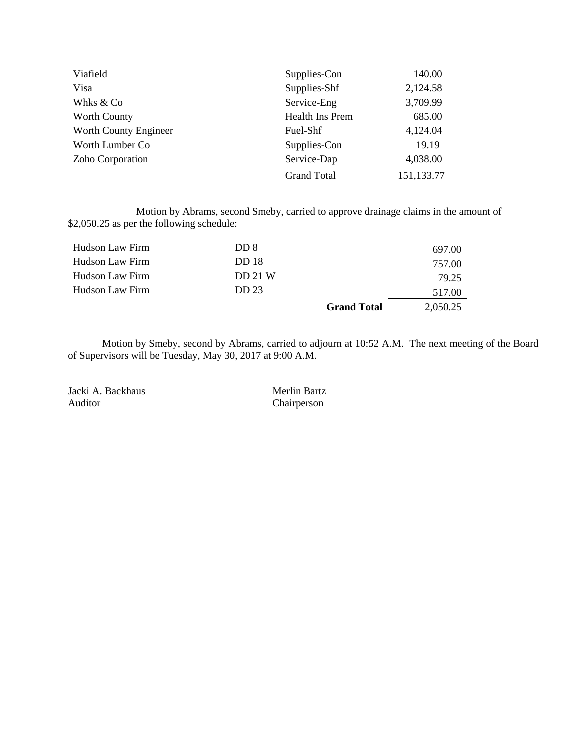| | | |
|---|---|---|
| Viafield | Supplies-Con | 140.00 |
| Visa | Supplies-Shf | 2,124.58 |
| Whks & Co | Service-Eng | 3,709.99 |
| Worth County | Health Ins Prem | 685.00 |
| Worth County Engineer | Fuel-Shf | 4,124.04 |
| Worth Lumber Co | Supplies-Con | 19.19 |
| Zoho Corporation | Service-Dap | 4,038.00 |
| | Grand Total | 151,133.77 |

Motion by Abrams, second Smeby, carried to approve drainage claims in the amount of $2,050.25 as per the following schedule:

| | | | |
|---|---|---|---|
| Hudson Law Firm | DD 8 | | 697.00 |
| Hudson Law Firm | DD 18 | | 757.00 |
| Hudson Law Firm | DD 21 W | | 79.25 |
| Hudson Law Firm | DD 23 | | 517.00 |
| | | **Grand Total** | 2,050.25 |

Motion by Smeby, second by Abrams, carried to adjourn at 10:52 A.M. The next meeting of the Board of Supervisors will be Tuesday, May 30, 2017 at 9:00 A.M.

Jacki A. Backhaus
Auditor

Merlin Bartz
Chairperson